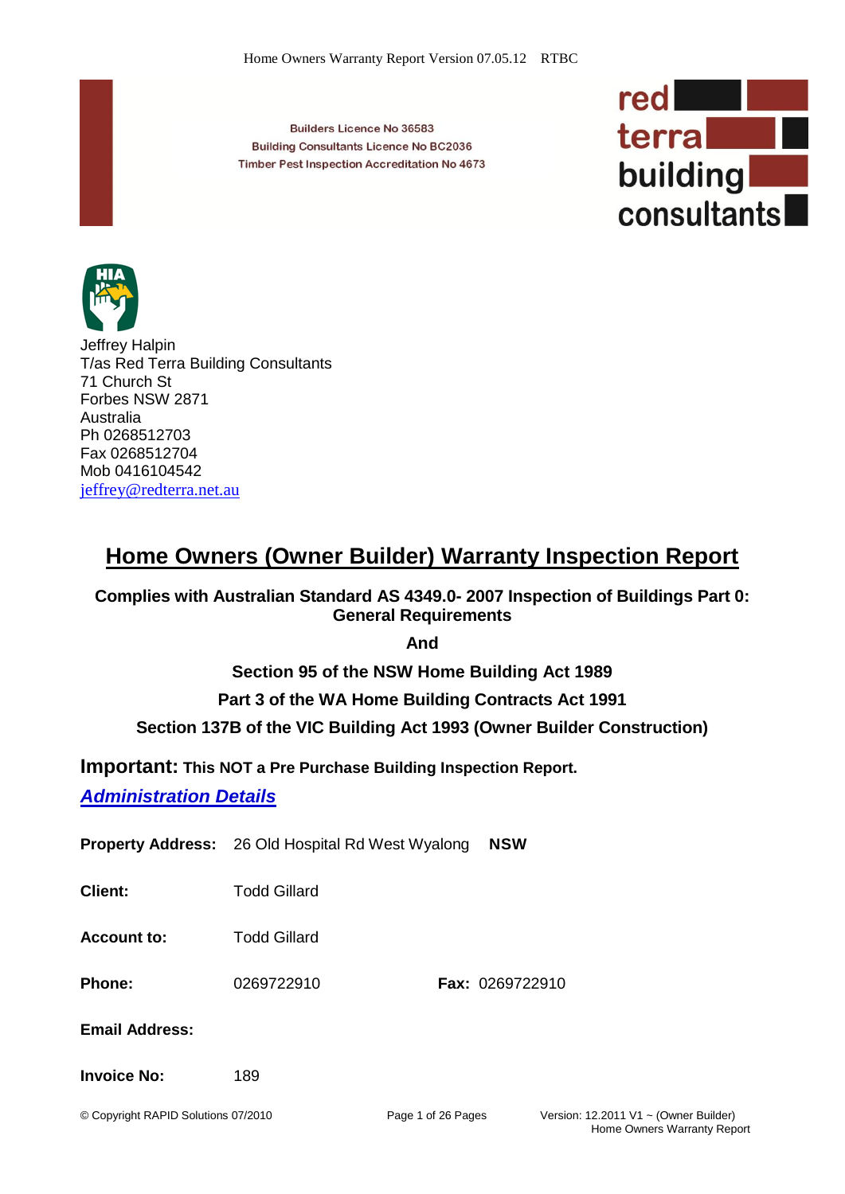Builders Licence No 36583
Building Consultants Licence No BC2036
Timber Pest Inspection Accreditation No 4673

red terra building consultants

Jeffrey Halpin
T/as Red Terra Building Consultants
71 Church St
Forbes NSW 2871
Australia
Ph 0268512703
Fax 0268512704
Mob 0416104542
jeffrey@redterra.net.au

# Home Owners (Owner Builder) Warranty Inspection Report

**Complies with Australian Standard AS 4349.0- 2007 Inspection of Buildings Part 0: General Requirements**

**And**

**Section 95 of the NSW Home Building Act 1989**

**Part 3 of the WA Home Building Contracts Act 1991**

**Section 137B of the VIC Building Act 1993 (Owner Builder Construction)**

**Important: This NOT a Pre Purchase Building Inspection Report.**

## ***Administration Details***

**Property Address:** 26 Old Hospital Rd West Wyalong **NSW**

**Client:** Todd Gillard

**Account to:** Todd Gillard

**Phone:** 0269722910 **Fax:** 0269722910

**Email Address:**

**Invoice No:** 189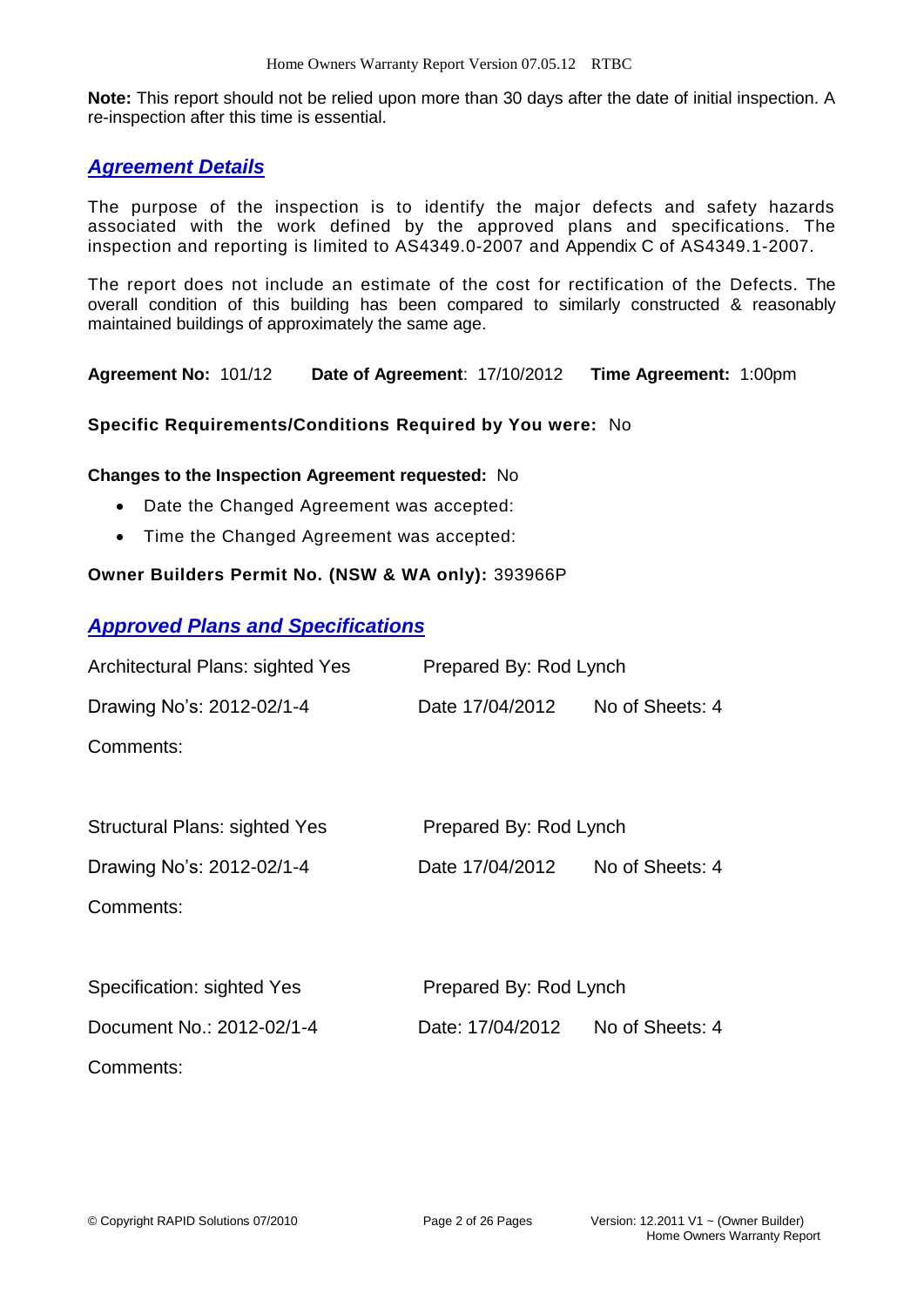**Note:** This report should not be relied upon more than 30 days after the date of initial inspection. A re-inspection after this time is essential.

## ***Agreement Details***

The purpose of the inspection is to identify the major defects and safety hazards associated with the work defined by the approved plans and specifications. The inspection and reporting is limited to AS4349.0-2007 and Appendix C of AS4349.1-2007.

The report does not include an estimate of the cost for rectification of the Defects. The overall condition of this building has been compared to similarly constructed & reasonably maintained buildings of approximately the same age.

**Agreement No:** 101/12 **Date of Agreement**: 17/10/2012 **Time Agreement:** 1:00pm

**Specific Requirements/Conditions Required by You were:** No

**Changes to the Inspection Agreement requested:** No

- Date the Changed Agreement was accepted:
- Time the Changed Agreement was accepted:

**Owner Builders Permit No. (NSW & WA only):** 393966P

## ***Approved Plans and Specifications***

Architectural Plans: sighted Yes Prepared By: Rod Lynch

Drawing No's: 2012-02/1-4 Date 17/04/2012 No of Sheets: 4

Comments:

Structural Plans: sighted Yes Prepared By: Rod Lynch

Drawing No's: 2012-02/1-4 Date 17/04/2012 No of Sheets: 4

Comments:

Specification: sighted Yes Prepared By: Rod Lynch

Document No.: 2012-02/1-4 Date: 17/04/2012 No of Sheets: 4

Comments: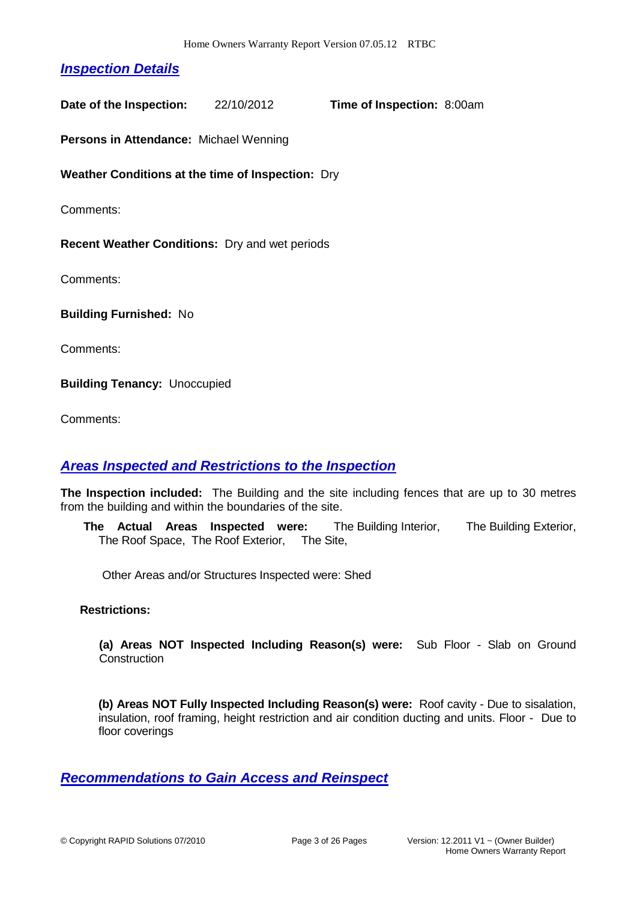## *Inspection Details*

**Date of the Inspection:** 22/10/2012 **Time of Inspection:** 8:00am

**Persons in Attendance:** Michael Wenning

**Weather Conditions at the time of Inspection:** Dry

Comments:

**Recent Weather Conditions:** Dry and wet periods

Comments:

**Building Furnished:** No

Comments:

**Building Tenancy:** Unoccupied

Comments:

## *Areas Inspected and Restrictions to the Inspection*

**The Inspection included:** The Building and the site including fences that are up to 30 metres from the building and within the boundaries of the site.

**The Actual Areas Inspected were:** The Building Interior, The Building Exterior, The Roof Space, The Roof Exterior, The Site,

Other Areas and/or Structures Inspected were: Shed

**Restrictions:**

**(a) Areas NOT Inspected Including Reason(s) were:** Sub Floor - Slab on Ground Construction

**(b) Areas NOT Fully Inspected Including Reason(s) were:** Roof cavity - Due to sisalation, insulation, roof framing, height restriction and air condition ducting and units. Floor - Due to floor coverings

## *Recommendations to Gain Access and Reinspect*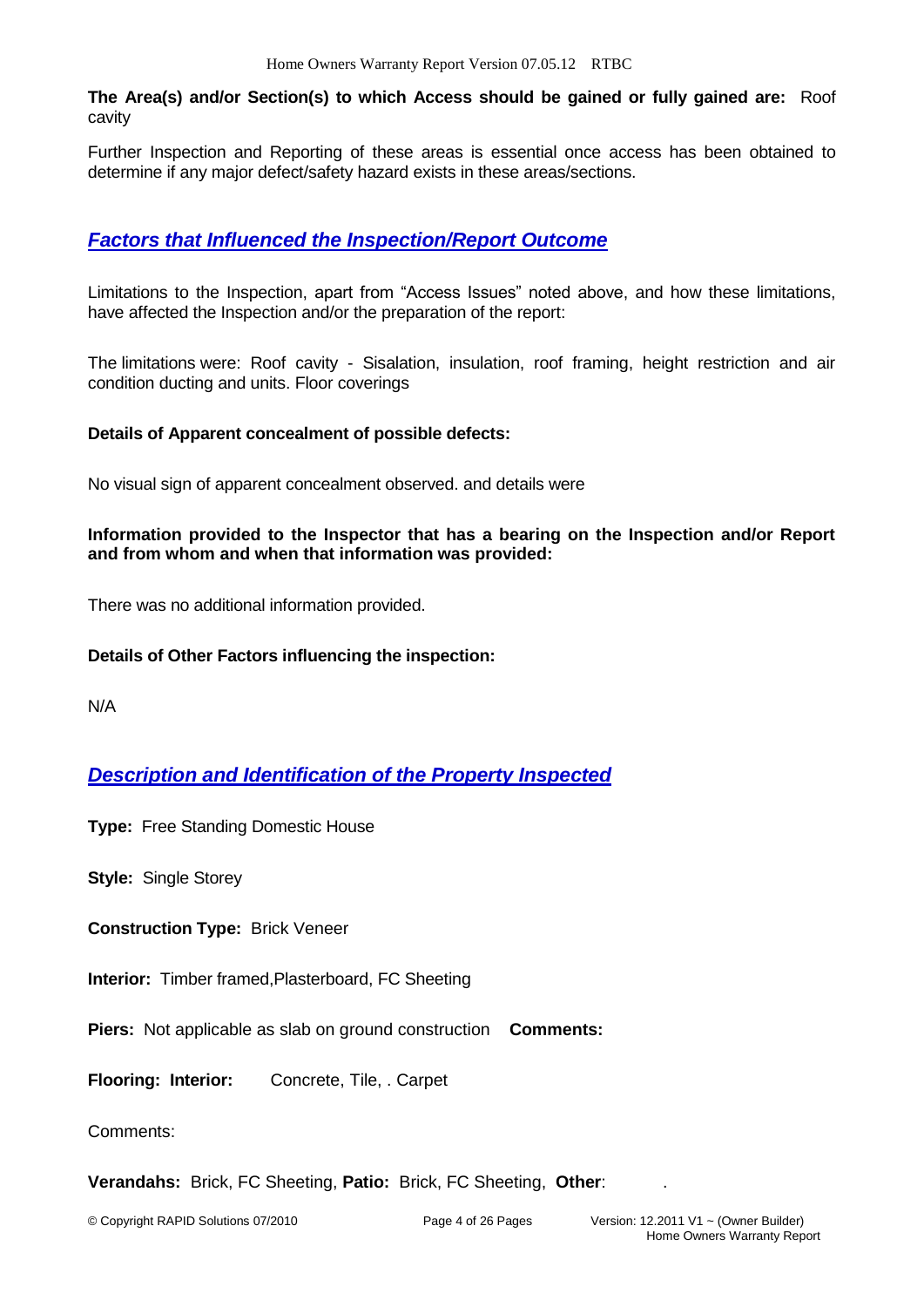**The Area(s) and/or Section(s) to which Access should be gained or fully gained are:** Roof cavity

Further Inspection and Reporting of these areas is essential once access has been obtained to determine if any major defect/safety hazard exists in these areas/sections.

## *Factors that Influenced the Inspection/Report Outcome*

Limitations to the Inspection, apart from "Access Issues" noted above, and how these limitations, have affected the Inspection and/or the preparation of the report:

The limitations were: Roof cavity - Sisalation, insulation, roof framing, height restriction and air condition ducting and units. Floor coverings

**Details of Apparent concealment of possible defects:**

No visual sign of apparent concealment observed. and details were

**Information provided to the Inspector that has a bearing on the Inspection and/or Report and from whom and when that information was provided:**

There was no additional information provided.

**Details of Other Factors influencing the inspection:**

N/A

## *Description and Identification of the Property Inspected*

**Type:** Free Standing Domestic House

**Style:** Single Storey

**Construction Type:** Brick Veneer

**Interior:** Timber framed,Plasterboard, FC Sheeting

**Piers:** Not applicable as slab on ground construction **Comments:**

**Flooring: Interior:** Concrete, Tile, . Carpet

Comments:

**Verandahs:** Brick, FC Sheeting, **Patio:** Brick, FC Sheeting, **Other**: .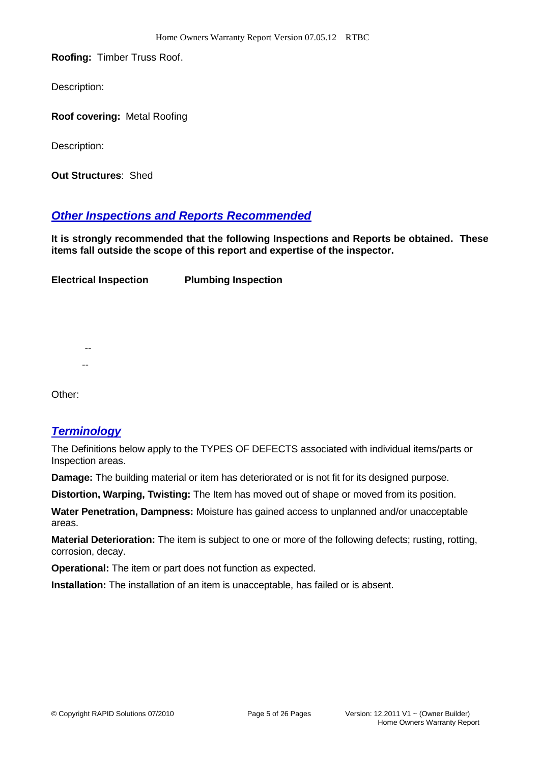**Roofing:** Timber Truss Roof.

Description:

**Roof covering:** Metal Roofing

Description:

**Out Structures**: Shed

## *Other Inspections and Reports Recommended*

**It is strongly recommended that the following Inspections and Reports be obtained. These items fall outside the scope of this report and expertise of the inspector.**

**Electrical Inspection** **Plumbing Inspection**

--

--

Other:

## *Terminology*

The Definitions below apply to the TYPES OF DEFECTS associated with individual items/parts or Inspection areas.

**Damage:** The building material or item has deteriorated or is not fit for its designed purpose.

**Distortion, Warping, Twisting:** The Item has moved out of shape or moved from its position.

**Water Penetration, Dampness:** Moisture has gained access to unplanned and/or unacceptable areas.

**Material Deterioration:** The item is subject to one or more of the following defects; rusting, rotting, corrosion, decay.

**Operational:** The item or part does not function as expected.

**Installation:** The installation of an item is unacceptable, has failed or is absent.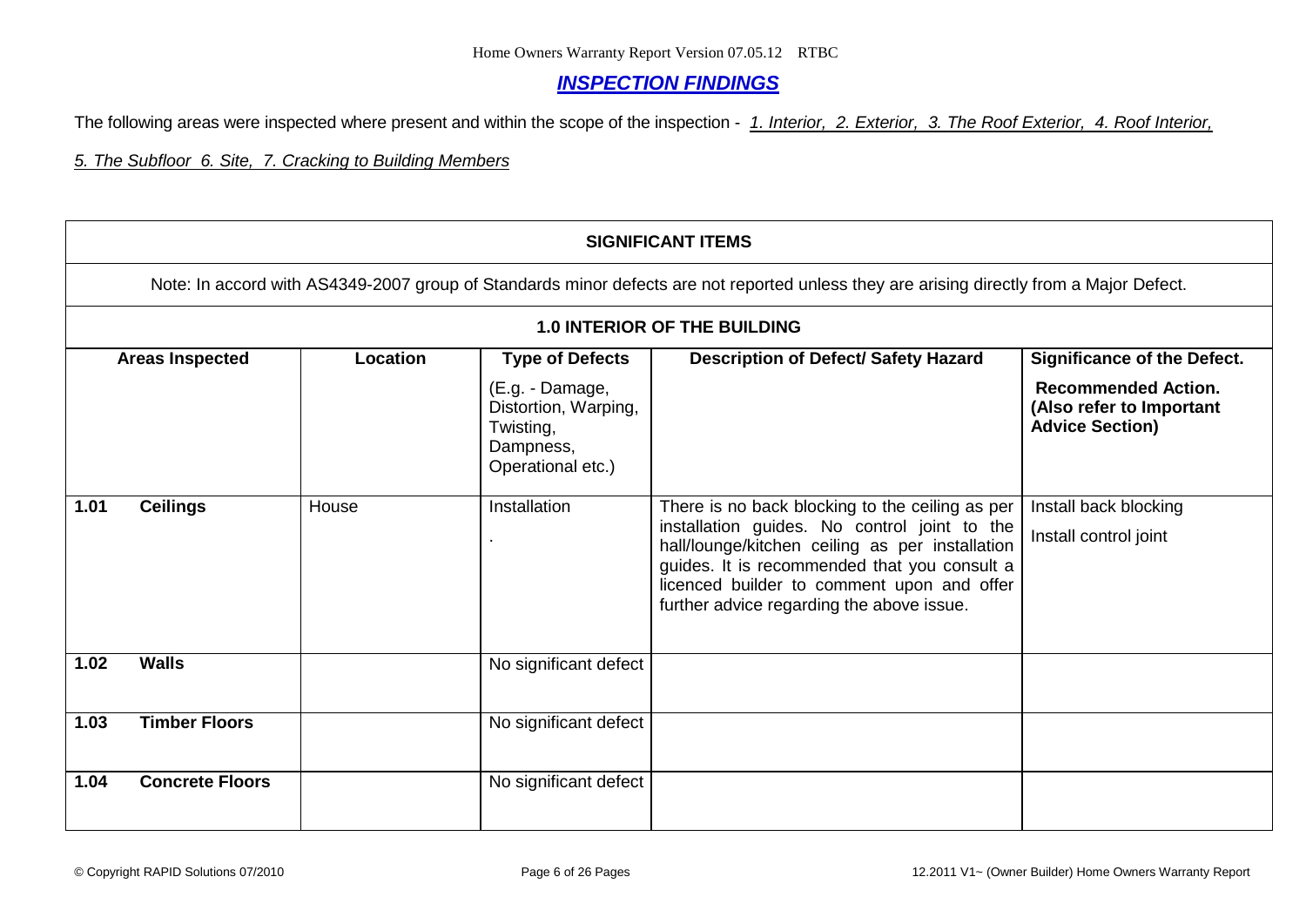## *INSPECTION FINDINGS*

The following areas were inspected where present and within the scope of the inspection - *1. Interior, 2. Exterior, 3. The Roof Exterior, 4. Roof Interior, 5. The Subfloor 6. Site, 7. Cracking to Building Members*

| **SIGNIFICANT ITEMS** | | | | |
|---|---|---|---|---|
| Note: In accord with AS4349-2007 group of Standards minor defects are not reported unless they are arising directly from a Major Defect. | | | | |
| **1.0 INTERIOR OF THE BUILDING** | | | | |
| **Areas Inspected** | **Location** | **Type of Defects** (E.g. - Damage, Distortion, Warping, Twisting, Dampness, Operational etc.) | **Description of Defect/ Safety Hazard** | **Significance of the Defect. Recommended Action. (Also refer to Important Advice Section)** |
| **1.01 Ceilings** | House | Installation . | There is no back blocking to the ceiling as per installation guides. No control joint to the hall/lounge/kitchen ceiling as per installation guides. It is recommended that you consult a licenced builder to comment upon and offer further advice regarding the above issue. | Install back blocking<br>Install control joint |
| **1.02 Walls** | | No significant defect | | |
| **1.03 Timber Floors** | | No significant defect | | |
| **1.04 Concrete Floors** | | No significant defect | | |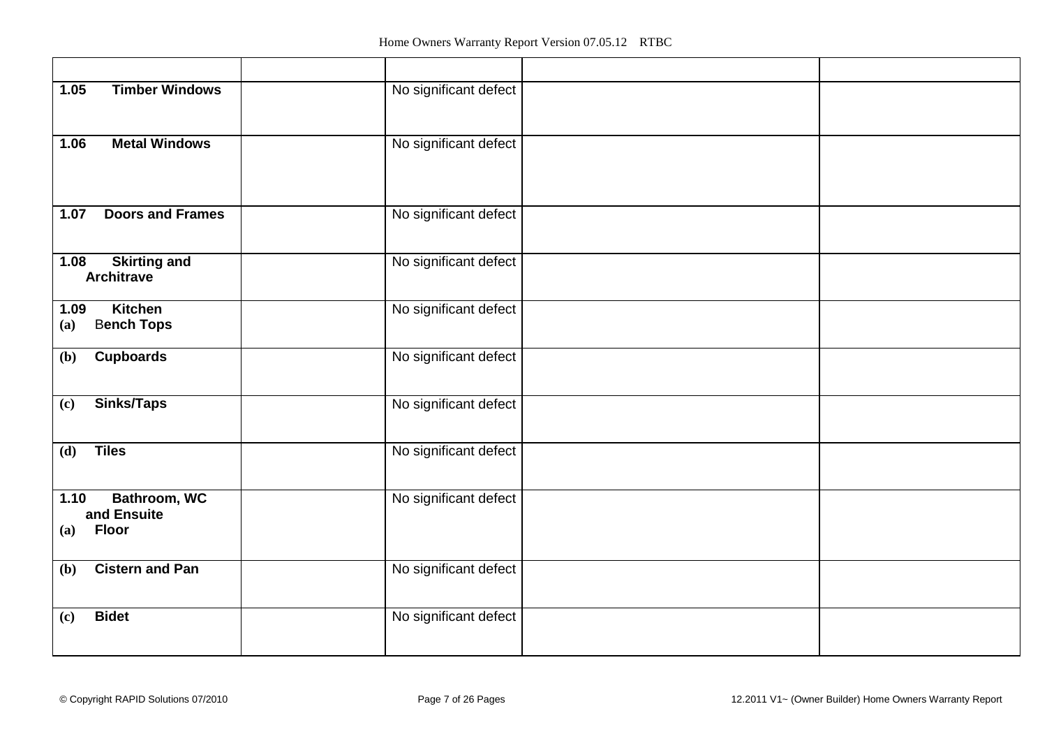| | | | | |
|---|---|---|---|---|
| **1.05 Timber Windows** | | No significant defect | | |
| **1.06 Metal Windows** | | No significant defect | | |
| **1.07 Doors and Frames** | | No significant defect | | |
| **1.08 Skirting and Architrave** | | No significant defect | | |
| **1.09 Kitchen**<br>**(a) Bench Tops** | | No significant defect | | |
| **(b) Cupboards** | | No significant defect | | |
| **(c) Sinks/Taps** | | No significant defect | | |
| **(d) Tiles** | | No significant defect | | |
| **1.10 Bathroom, WC and Ensuite**<br>**(a) Floor** | | No significant defect | | |
| **(b) Cistern and Pan** | | No significant defect | | |
| **(c) Bidet** | | No significant defect | | |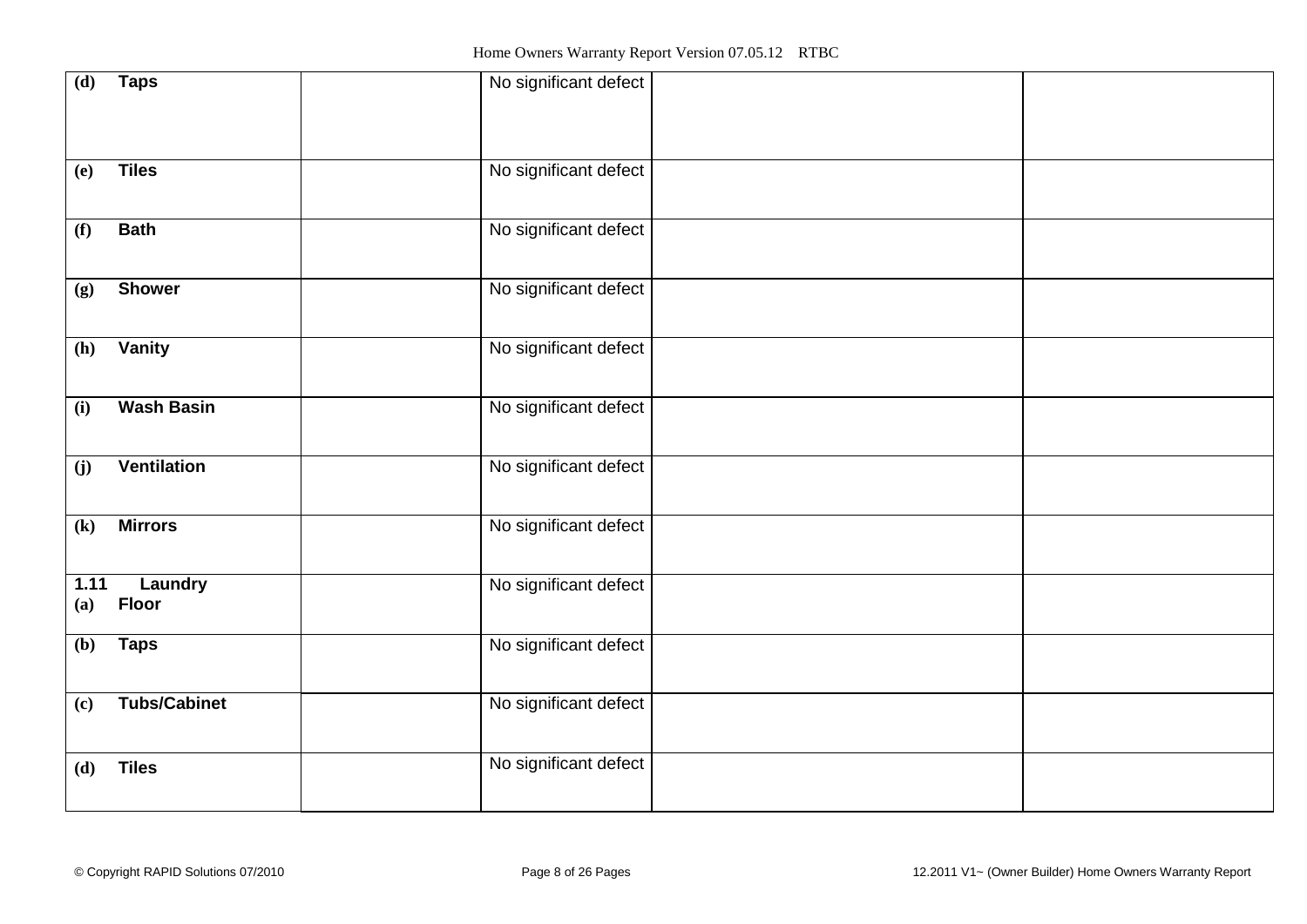| | | | | |
|---|---|---|---|---|
| **(d) Taps** | | No significant defect | | |
| **(e) Tiles** | | No significant defect | | |
| **(f) Bath** | | No significant defect | | |
| **(g) Shower** | | No significant defect | | |
| **(h) Vanity** | | No significant defect | | |
| **(i) Wash Basin** | | No significant defect | | |
| **(j) Ventilation** | | No significant defect | | |
| **(k) Mirrors** | | No significant defect | | |
| **1.11 Laundry** **(a) Floor** | | No significant defect | | |
| **(b) Taps** | | No significant defect | | |
| **(c) Tubs/Cabinet** | | No significant defect | | |
| **(d) Tiles** | | No significant defect | | |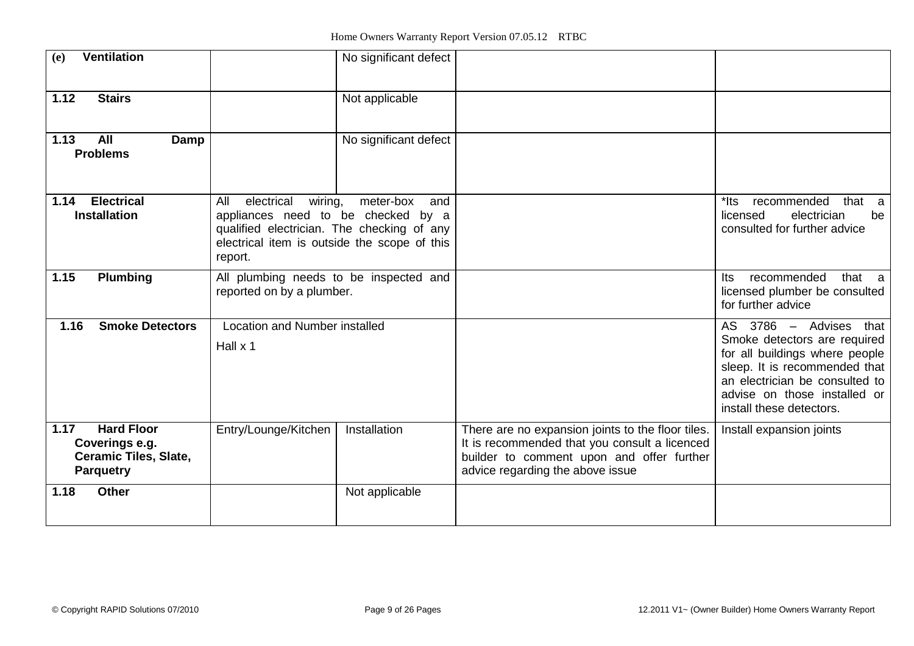| | | | | |
|---|---|---|---|---|
| **(e) Ventilation** | | No significant defect | | |
| **1.12 Stairs** | | Not applicable | | |
| **1.13 All Damp Problems** | | No significant defect | | |
| **1.14 Electrical Installation** | All electrical wiring, meter-box and appliances need to be checked by a qualified electrician. The checking of any electrical item is outside the scope of this report. | | | *Its recommended that a licensed electrician be consulted for further advice |
| **1.15 Plumbing** | All plumbing needs to be inspected and reported on by a plumber. | | | Its recommended that a licensed plumber be consulted for further advice |
| **1.16 Smoke Detectors** | Location and Number installed<br><br>Hall x 1 | | | AS 3786 – Advises that Smoke detectors are required for all buildings where people sleep. It is recommended that an electrician be consulted to advise on those installed or install these detectors. |
| **1.17 Hard Floor Coverings e.g. Ceramic Tiles, Slate, Parquetry** | Entry/Lounge/Kitchen | Installation | There are no expansion joints to the floor tiles. It is recommended that you consult a licenced builder to comment upon and offer further advice regarding the above issue | Install expansion joints |
| **1.18 Other** | | Not applicable | | |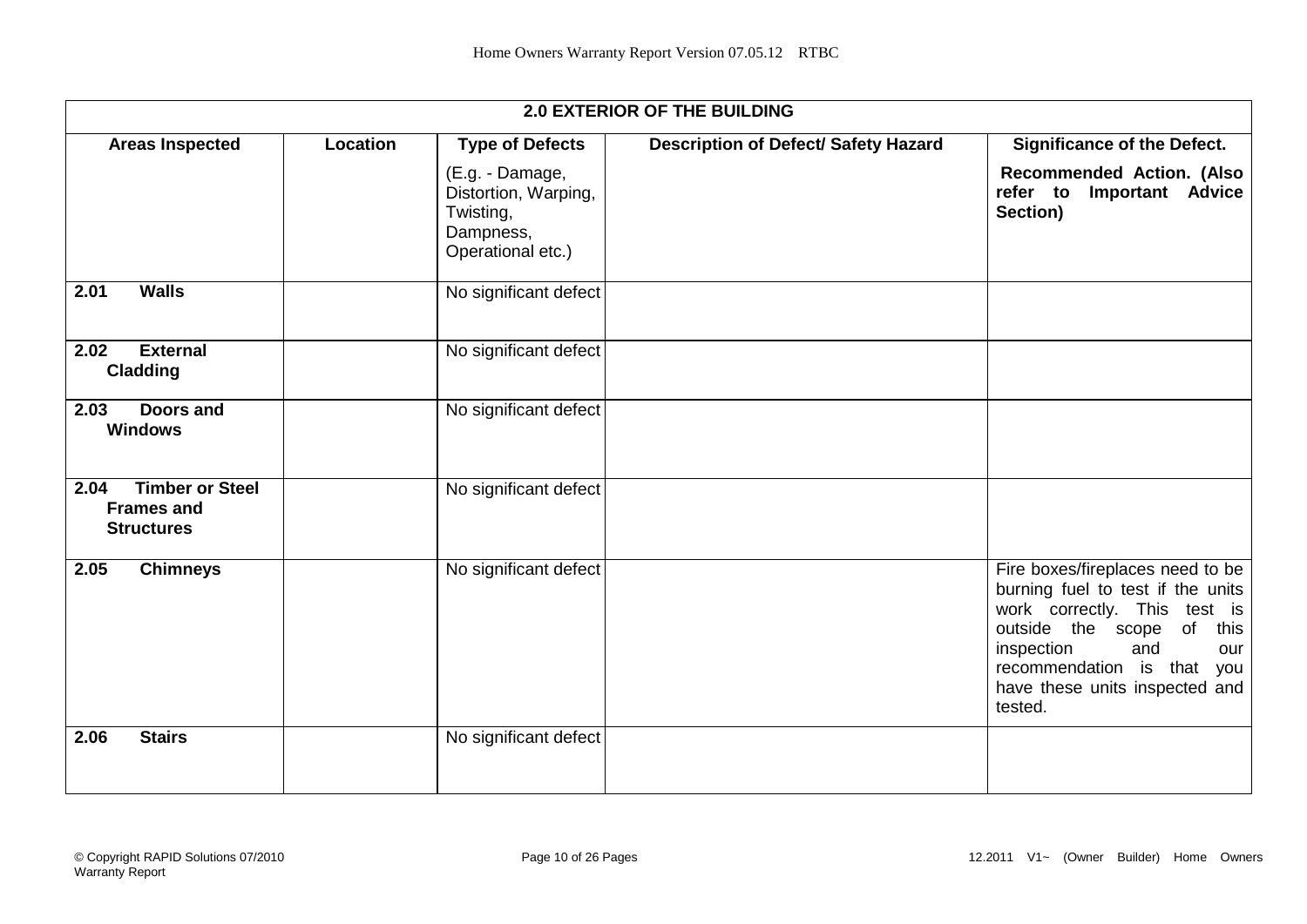| **2.0 EXTERIOR OF THE BUILDING** | | | | |
|---|---|---|---|---|
| **Areas Inspected** | **Location** | **Type of Defects** (E.g. - Damage, Distortion, Warping, Twisting, Dampness, Operational etc.) | **Description of Defect/ Safety Hazard** | **Significance of the Defect.** **Recommended Action. (Also refer to Important Advice Section)** |
| **2.01 Walls** | | No significant defect | | |
| **2.02 External Cladding** | | No significant defect | | |
| **2.03 Doors and Windows** | | No significant defect | | |
| **2.04 Timber or Steel Frames and Structures** | | No significant defect | | |
| **2.05 Chimneys** | | No significant defect | | Fire boxes/fireplaces need to be burning fuel to test if the units work correctly. This test is outside the scope of this inspection and our recommendation is that you have these units inspected and tested. |
| **2.06 Stairs** | | No significant defect | | |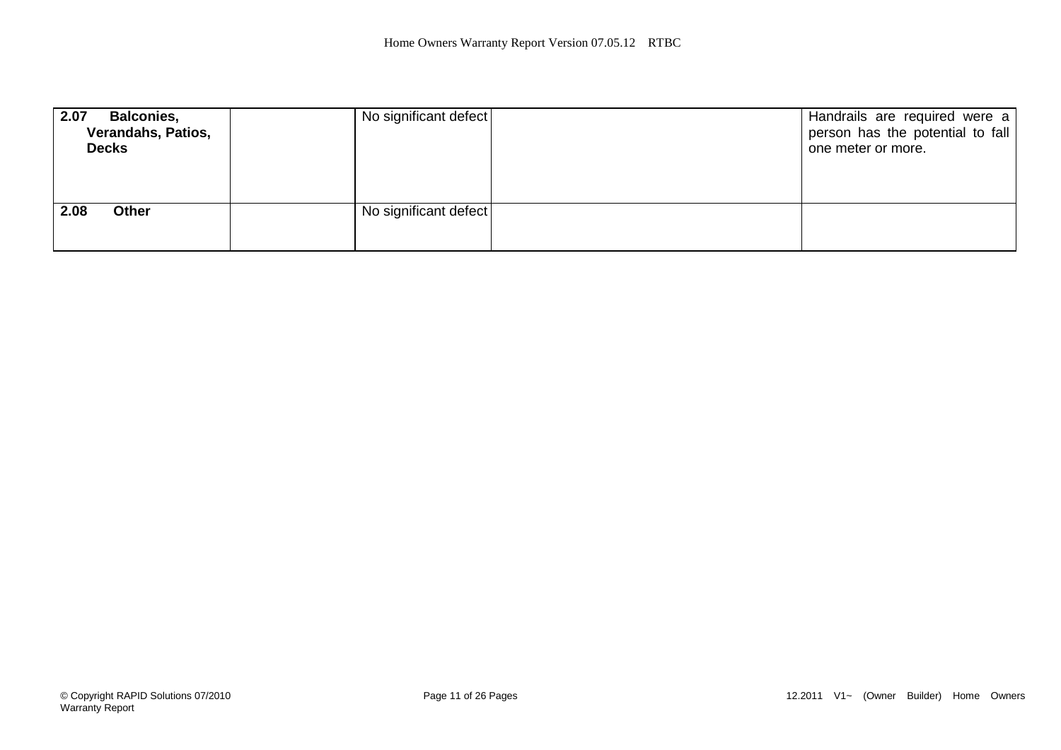| | | | | |
|---|---|---|---|---|
| **2.07 Balconies, Verandahs, Patios, Decks** | | No significant defect | | Handrails are required were a person has the potential to fall one meter or more. |
| **2.08 Other** | | No significant defect | | |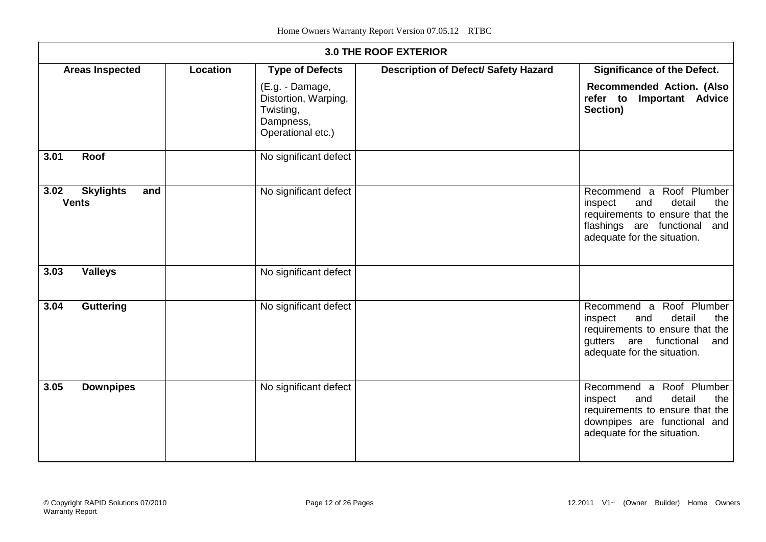| 3.0 THE ROOF EXTERIOR | | | | |
|---|---|---|---|---|
| **Areas Inspected** | **Location** | **Type of Defects** (E.g. - Damage, Distortion, Warping, Twisting, Dampness, Operational etc.) | **Description of Defect/ Safety Hazard** | **Significance of the Defect. Recommended Action. (Also refer to Important Advice Section)** |
| **3.01 Roof** | | No significant defect | | |
| **3.02 Skylights and Vents** | | No significant defect | | Recommend a Roof Plumber inspect and detail the requirements to ensure that the flashings are functional and adequate for the situation. |
| **3.03 Valleys** | | No significant defect | | |
| **3.04 Guttering** | | No significant defect | | Recommend a Roof Plumber inspect and detail the requirements to ensure that the gutters are functional and adequate for the situation. |
| **3.05 Downpipes** | | No significant defect | | Recommend a Roof Plumber inspect and detail the requirements to ensure that the downpipes are functional and adequate for the situation. |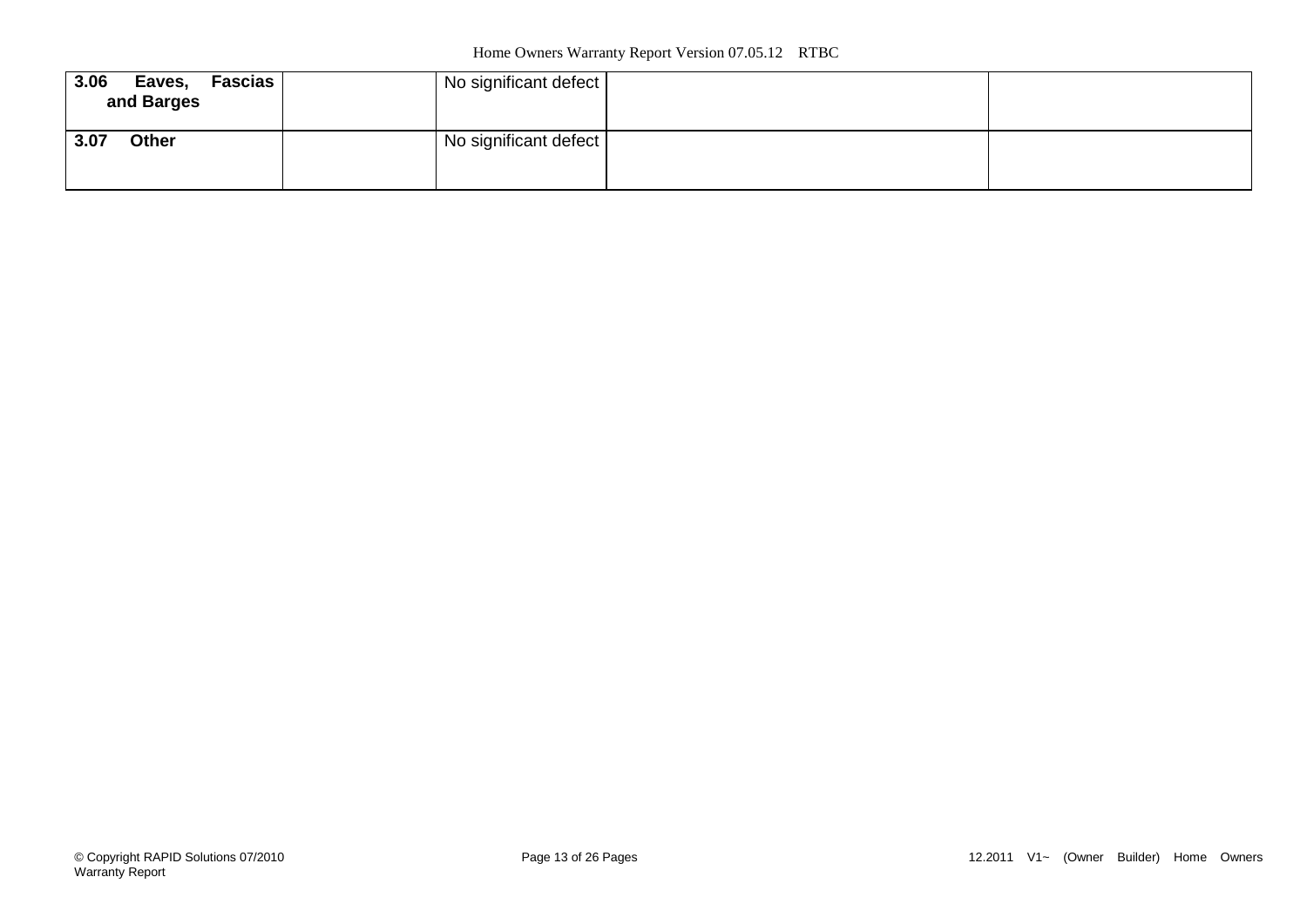| **3.06 Eaves, Fascias and Barges** | | No significant defect | | |
|---|---|---|---|---|
| **3.07 Other** | | No significant defect | | |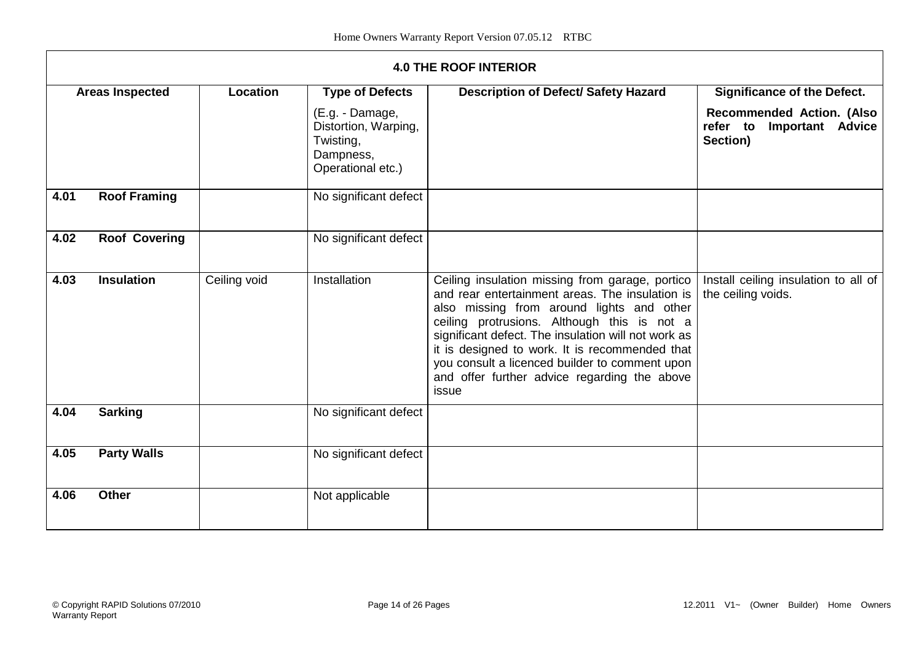| **4.0 THE ROOF INTERIOR** | | | | |
|---|---|---|---|---|
| **Areas Inspected** | **Location** | **Type of Defects** (E.g. - Damage, Distortion, Warping, Twisting, Dampness, Operational etc.) | **Description of Defect/ Safety Hazard** | **Significance of the Defect. Recommended Action. (Also refer to Important Advice Section)** |
| **4.01 Roof Framing** | | No significant defect | | |
| **4.02 Roof Covering** | | No significant defect | | |
| **4.03 Insulation** | Ceiling void | Installation | Ceiling insulation missing from garage, portico and rear entertainment areas. The insulation is also missing from around lights and other ceiling protrusions. Although this is not a significant defect. The insulation will not work as it is designed to work. It is recommended that you consult a licenced builder to comment upon and offer further advice regarding the above issue | Install ceiling insulation to all of the ceiling voids. |
| **4.04 Sarking** | | No significant defect | | |
| **4.05 Party Walls** | | No significant defect | | |
| **4.06 Other** | | Not applicable | | |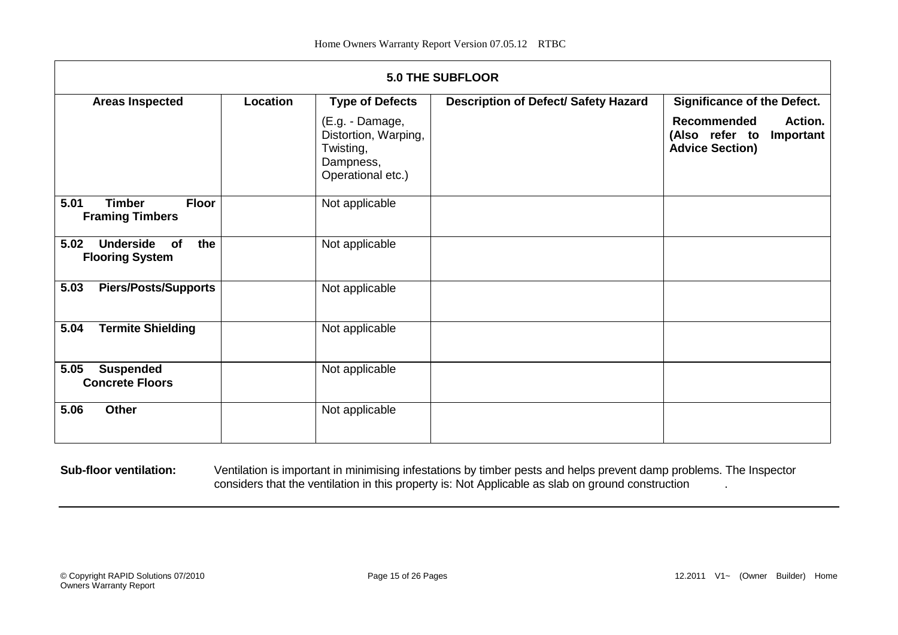| **5.0 THE SUBFLOOR** | | | | |
|---|---|---|---|---|
| **Areas Inspected** | **Location** | **Type of Defects** (E.g. - Damage, Distortion, Warping, Twisting, Dampness, Operational etc.) | **Description of Defect/ Safety Hazard** | **Significance of the Defect. Recommended Action. (Also refer to Important Advice Section)** |
| **5.01 Timber Floor Framing Timbers** | | Not applicable | | |
| **5.02 Underside of the Flooring System** | | Not applicable | | |
| **5.03 Piers/Posts/Supports** | | Not applicable | | |
| **5.04 Termite Shielding** | | Not applicable | | |
| **5.05 Suspended Concrete Floors** | | Not applicable | | |
| **5.06 Other** | | Not applicable | | |

**Sub-floor ventilation:** Ventilation is important in minimising infestations by timber pests and helps prevent damp problems. The Inspector considers that the ventilation in this property is: Not Applicable as slab on ground construction .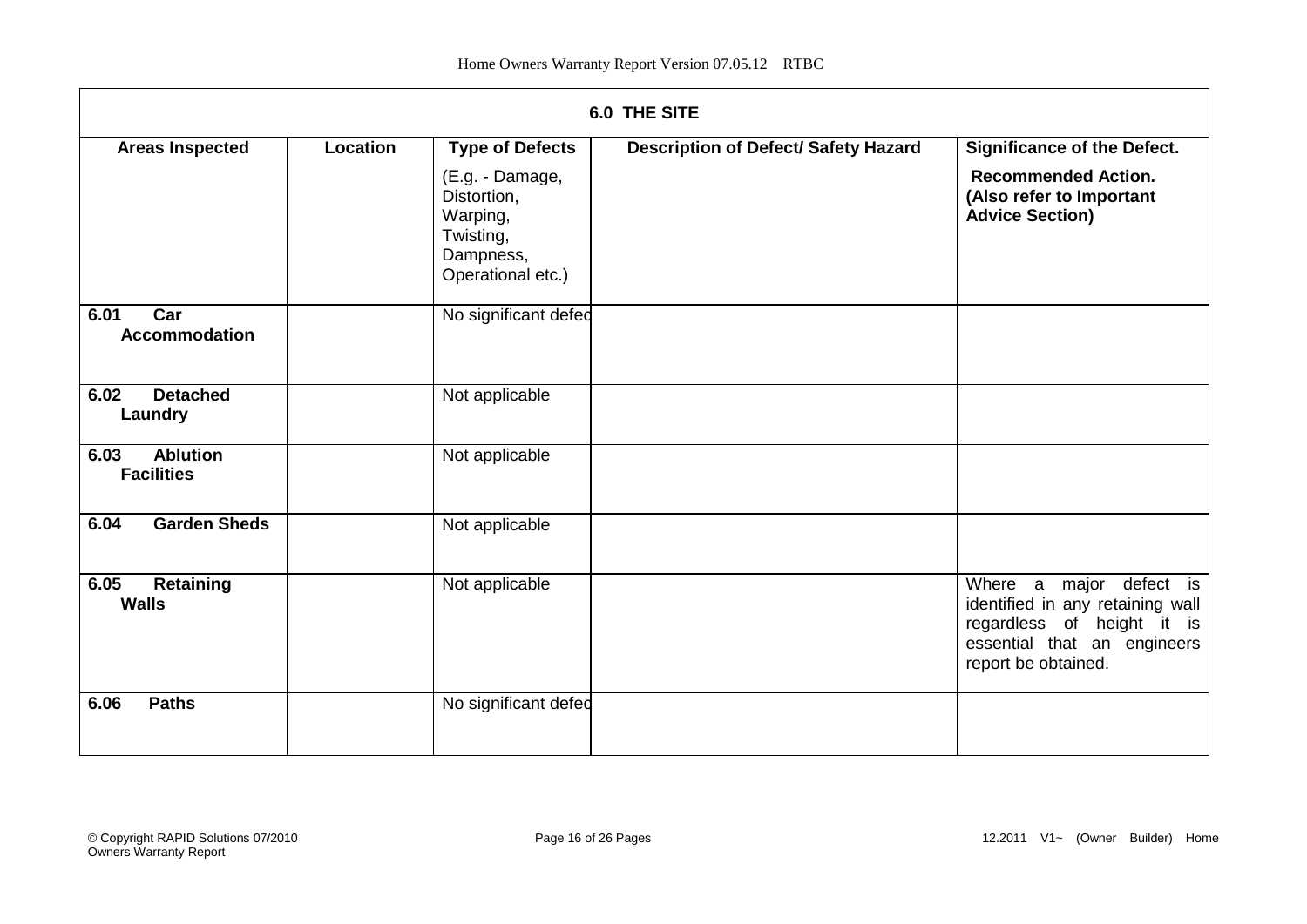| 6.0 THE SITE | | | | |
|---|---|---|---|---|
| **Areas Inspected** | **Location** | **Type of Defects** (E.g. - Damage, Distortion, Warping, Twisting, Dampness, Operational etc.) | **Description of Defect/ Safety Hazard** | **Significance of the Defect. Recommended Action. (Also refer to Important Advice Section)** |
| **6.01 Car Accommodation** | | No significant defec | | |
| **6.02 Detached Laundry** | | Not applicable | | |
| **6.03 Ablution Facilities** | | Not applicable | | |
| **6.04 Garden Sheds** | | Not applicable | | |
| **6.05 Retaining Walls** | | Not applicable | | Where a major defect is identified in any retaining wall regardless of height it is essential that an engineers report be obtained. |
| **6.06 Paths** | | No significant defec | | |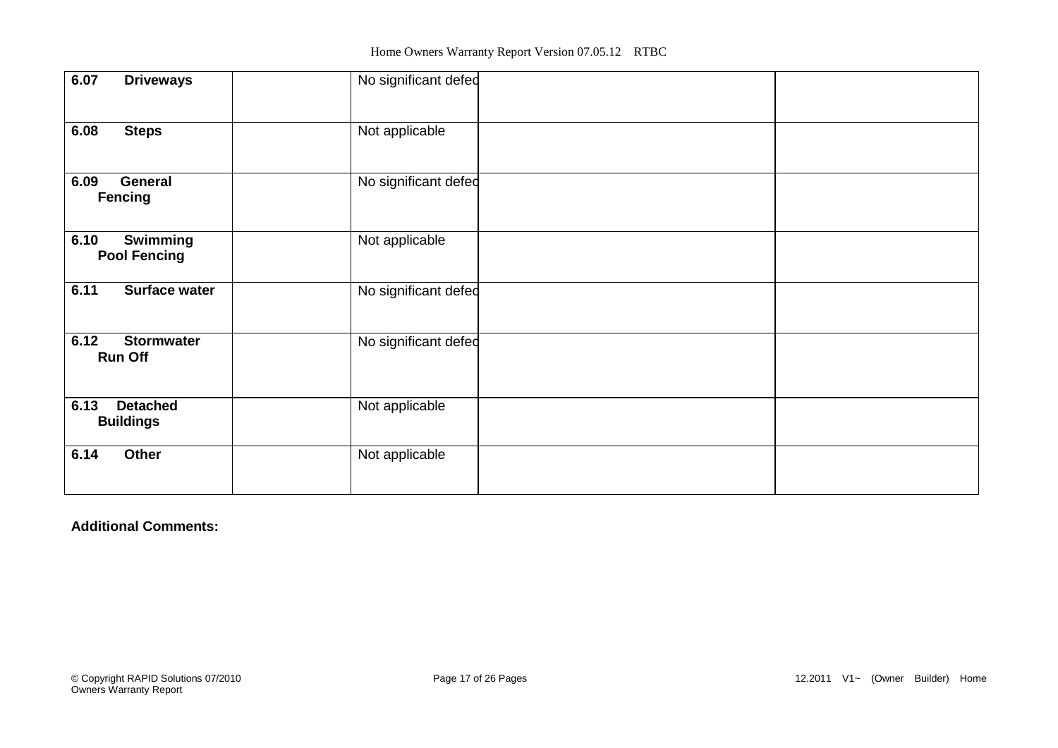| 6.07 **Driveways** | | No significant defec | | |
|---|---|---|---|---|
| **6.08 Steps** | | Not applicable | | |
| **6.09 General Fencing** | | No significant defec | | |
| **6.10 Swimming Pool Fencing** | | Not applicable | | |
| **6.11 Surface water** | | No significant defec | | |
| **6.12 Stormwater Run Off** | | No significant defec | | |
| **6.13 Detached Buildings** | | Not applicable | | |
| **6.14 Other** | | Not applicable | | |

**Additional Comments:**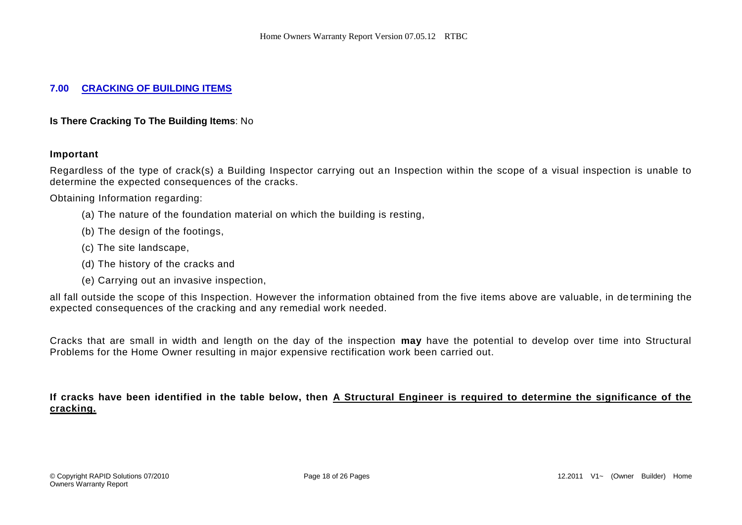## 7.00 CRACKING OF BUILDING ITEMS

**Is There Cracking To The Building Items**: No

**Important**

Regardless of the type of crack(s) a Building Inspector carrying out an Inspection within the scope of a visual inspection is unable to determine the expected consequences of the cracks.

Obtaining Information regarding:

(a) The nature of the foundation material on which the building is resting,

(b) The design of the footings,

(c) The site landscape,

(d) The history of the cracks and

(e) Carrying out an invasive inspection,

all fall outside the scope of this Inspection. However the information obtained from the five items above are valuable, in determining the expected consequences of the cracking and any remedial work needed.

Cracks that are small in width and length on the day of the inspection **may** have the potential to develop over time into Structural Problems for the Home Owner resulting in major expensive rectification work been carried out.

**If cracks have been identified in the table below, then <u>A Structural Engineer is required to determine the significance of the cracking.</u>**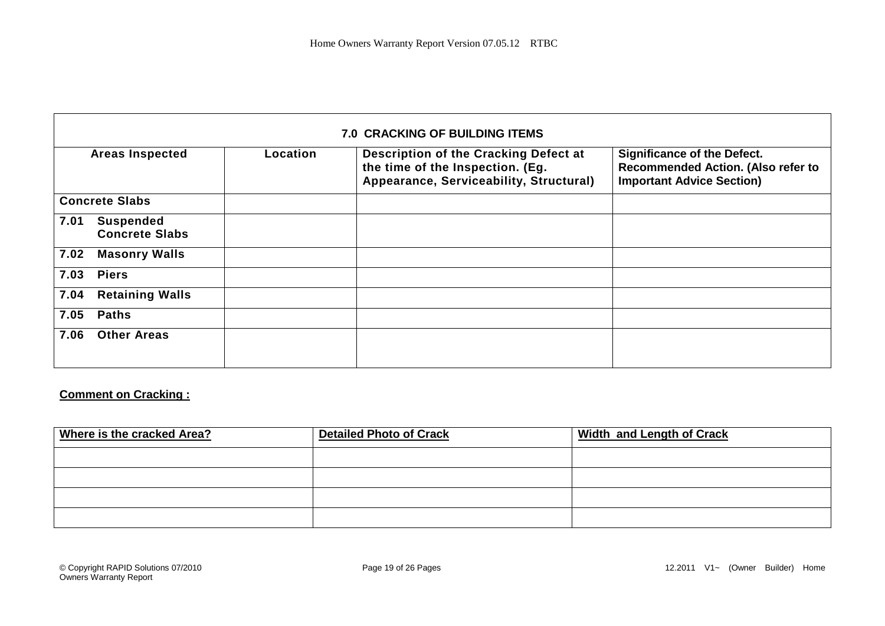| 7.0 CRACKING OF BUILDING ITEMS | | | |
|---|---|---|---|
| **Areas Inspected** | **Location** | **Description of the Cracking Defect at the time of the Inspection. (Eg. Appearance, Serviceability, Structural)** | **Significance of the Defect. Recommended Action. (Also refer to Important Advice Section)** |
| **Concrete Slabs** | | | |
| **7.01 Suspended Concrete Slabs** | | | |
| **7.02 Masonry Walls** | | | |
| **7.03 Piers** | | | |
| **7.04 Retaining Walls** | | | |
| **7.05 Paths** | | | |
| **7.06 Other Areas** | | | |

**Comment on Cracking :**

| Where is the cracked Area? | Detailed Photo of Crack | Width and Length of Crack |
|---|---|---|
| | | |
| | | |
| | | |
| | | |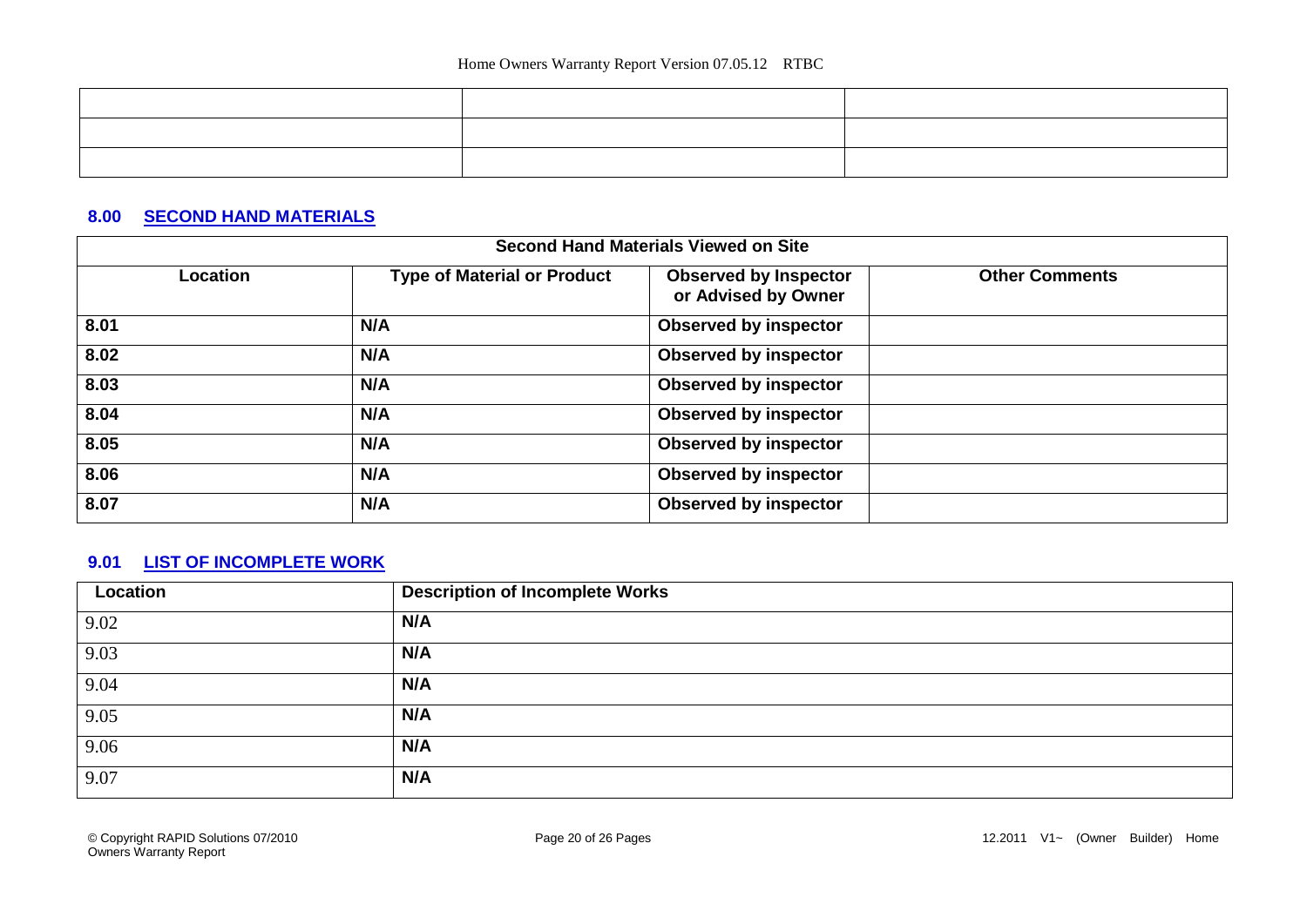| | | |
|---|---|---|
| | | |
| | | |
| | | |

## 8.00 SECOND HAND MATERIALS

| Second Hand Materials Viewed on Site | | | |
|---|---|---|---|
| **Location** | **Type of Material or Product** | **Observed by Inspector or Advised by Owner** | **Other Comments** |
| **8.01** | **N/A** | **Observed by inspector** | |
| **8.02** | **N/A** | **Observed by inspector** | |
| **8.03** | **N/A** | **Observed by inspector** | |
| **8.04** | **N/A** | **Observed by inspector** | |
| **8.05** | **N/A** | **Observed by inspector** | |
| **8.06** | **N/A** | **Observed by inspector** | |
| **8.07** | **N/A** | **Observed by inspector** | |

## 9.01 LIST OF INCOMPLETE WORK

| Location | Description of Incomplete Works |
|---|---|
| 9.02 | **N/A** |
| 9.03 | **N/A** |
| 9.04 | **N/A** |
| 9.05 | **N/A** |
| 9.06 | **N/A** |
| 9.07 | **N/A** |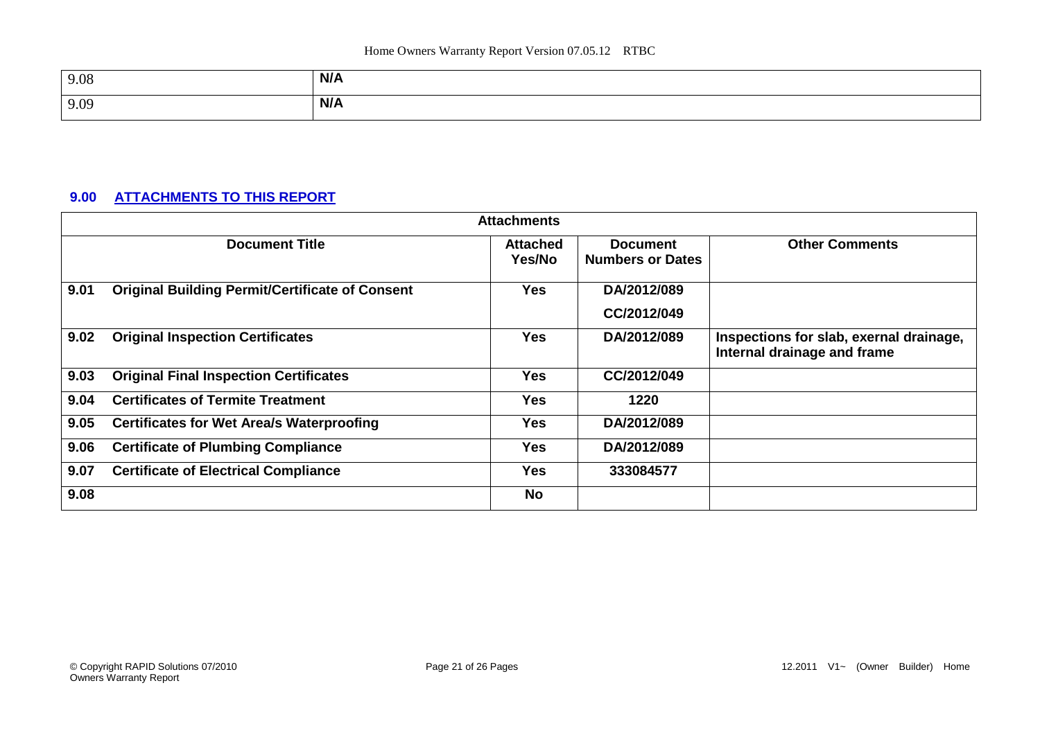| 9.08 | N/A |
|---|---|
| 9.09 | N/A |

## 9.00 ATTACHMENTS TO THIS REPORT

| Attachments | | | | |
|---|---|---|---|---|
| | Document Title | Attached Yes/No | Document Numbers or Dates | Other Comments |
| 9.01 | Original Building Permit/Certificate of Consent | Yes | DA/2012/089<br>CC/2012/049 | |
| 9.02 | Original Inspection Certificates | Yes | DA/2012/089 | Inspections for slab, exernal drainage, Internal drainage and frame |
| 9.03 | Original Final Inspection Certificates | Yes | CC/2012/049 | |
| 9.04 | Certificates of Termite Treatment | Yes | 1220 | |
| 9.05 | Certificates for Wet Area/s Waterproofing | Yes | DA/2012/089 | |
| 9.06 | Certificate of Plumbing Compliance | Yes | DA/2012/089 | |
| 9.07 | Certificate of Electrical Compliance | Yes | 333084577 | |
| 9.08 | | No | | |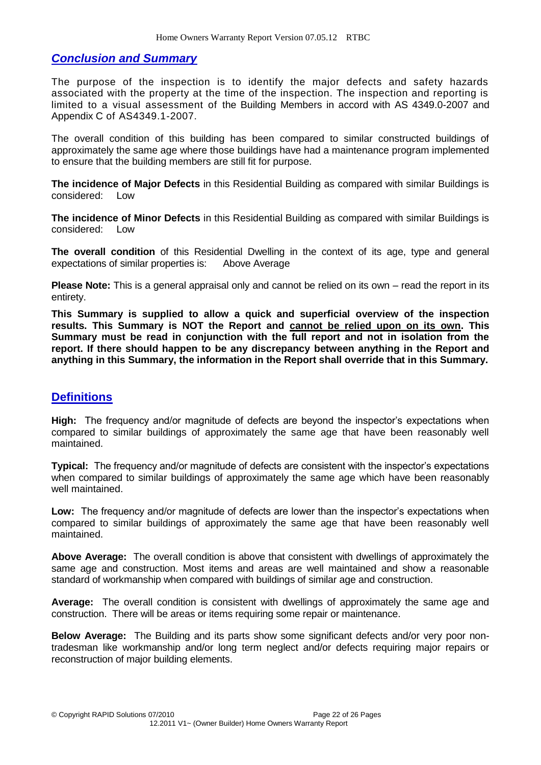## *Conclusion and Summary*

The purpose of the inspection is to identify the major defects and safety hazards associated with the property at the time of the inspection. The inspection and reporting is limited to a visual assessment of the Building Members in accord with AS 4349.0-2007 and Appendix C of AS4349.1-2007.

The overall condition of this building has been compared to similar constructed buildings of approximately the same age where those buildings have had a maintenance program implemented to ensure that the building members are still fit for purpose.

**The incidence of Major Defects** in this Residential Building as compared with similar Buildings is considered: Low

**The incidence of Minor Defects** in this Residential Building as compared with similar Buildings is considered: Low

**The overall condition** of this Residential Dwelling in the context of its age, type and general expectations of similar properties is: Above Average

**Please Note:** This is a general appraisal only and cannot be relied on its own – read the report in its entirety.

**This Summary is supplied to allow a quick and superficial overview of the inspection results. This Summary is NOT the Report and <u>cannot be relied upon on its own</u>. This Summary must be read in conjunction with the full report and not in isolation from the report. If there should happen to be any discrepancy between anything in the Report and anything in this Summary, the information in the Report shall override that in this Summary.**

## Definitions

**High:** The frequency and/or magnitude of defects are beyond the inspector's expectations when compared to similar buildings of approximately the same age that have been reasonably well maintained.

**Typical:** The frequency and/or magnitude of defects are consistent with the inspector's expectations when compared to similar buildings of approximately the same age which have been reasonably well maintained.

**Low:** The frequency and/or magnitude of defects are lower than the inspector's expectations when compared to similar buildings of approximately the same age that have been reasonably well maintained.

**Above Average:** The overall condition is above that consistent with dwellings of approximately the same age and construction. Most items and areas are well maintained and show a reasonable standard of workmanship when compared with buildings of similar age and construction.

**Average:** The overall condition is consistent with dwellings of approximately the same age and construction. There will be areas or items requiring some repair or maintenance.

**Below Average:** The Building and its parts show some significant defects and/or very poor non-tradesman like workmanship and/or long term neglect and/or defects requiring major repairs or reconstruction of major building elements.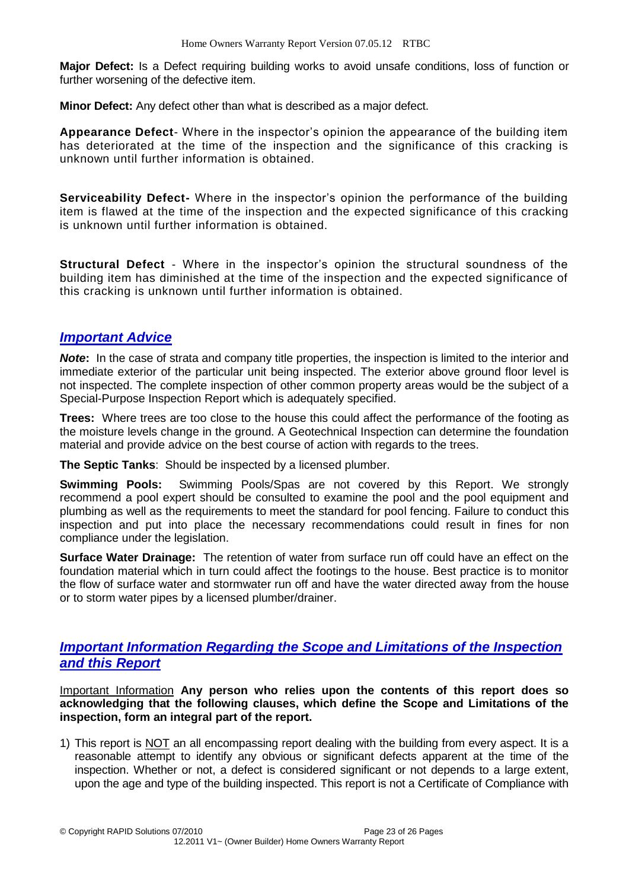**Major Defect:** Is a Defect requiring building works to avoid unsafe conditions, loss of function or further worsening of the defective item.

**Minor Defect:** Any defect other than what is described as a major defect.

**Appearance Defect**- Where in the inspector's opinion the appearance of the building item has deteriorated at the time of the inspection and the significance of this cracking is unknown until further information is obtained.

**Serviceability Defect-** Where in the inspector's opinion the performance of the building item is flawed at the time of the inspection and the expected significance of this cracking is unknown until further information is obtained.

**Structural Defect** - Where in the inspector's opinion the structural soundness of the building item has diminished at the time of the inspection and the expected significance of this cracking is unknown until further information is obtained.

## *Important Advice*

***Note*:** In the case of strata and company title properties, the inspection is limited to the interior and immediate exterior of the particular unit being inspected. The exterior above ground floor level is not inspected. The complete inspection of other common property areas would be the subject of a Special-Purpose Inspection Report which is adequately specified.

**Trees:** Where trees are too close to the house this could affect the performance of the footing as the moisture levels change in the ground. A Geotechnical Inspection can determine the foundation material and provide advice on the best course of action with regards to the trees.

**The Septic Tanks**: Should be inspected by a licensed plumber.

**Swimming Pools:** Swimming Pools/Spas are not covered by this Report. We strongly recommend a pool expert should be consulted to examine the pool and the pool equipment and plumbing as well as the requirements to meet the standard for pool fencing. Failure to conduct this inspection and put into place the necessary recommendations could result in fines for non compliance under the legislation.

**Surface Water Drainage:** The retention of water from surface run off could have an effect on the foundation material which in turn could affect the footings to the house. Best practice is to monitor the flow of surface water and stormwater run off and have the water directed away from the house or to storm water pipes by a licensed plumber/drainer.

## *Important Information Regarding the Scope and Limitations of the Inspection and this Report*

Important Information **Any person who relies upon the contents of this report does so acknowledging that the following clauses, which define the Scope and Limitations of the inspection, form an integral part of the report.**

1) This report is NOT an all encompassing report dealing with the building from every aspect. It is a reasonable attempt to identify any obvious or significant defects apparent at the time of the inspection. Whether or not, a defect is considered significant or not depends to a large extent, upon the age and type of the building inspected. This report is not a Certificate of Compliance with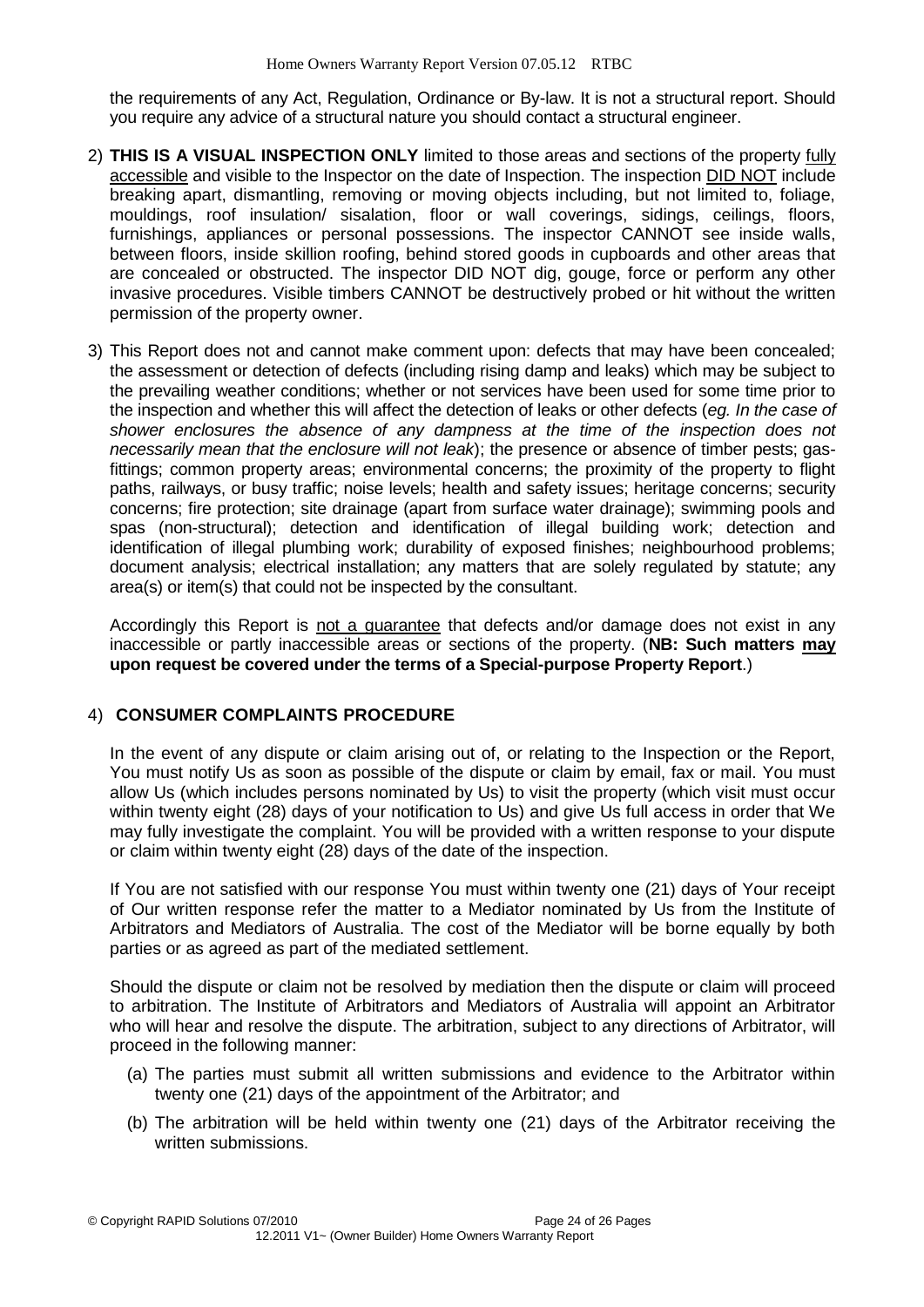the requirements of any Act, Regulation, Ordinance or By-law. It is not a structural report. Should you require any advice of a structural nature you should contact a structural engineer.

2) **THIS IS A VISUAL INSPECTION ONLY** limited to those areas and sections of the property <u>fully accessible</u> and visible to the Inspector on the date of Inspection. The inspection <u>DID NOT</u> include breaking apart, dismantling, removing or moving objects including, but not limited to, foliage, mouldings, roof insulation/ sisalation, floor or wall coverings, sidings, ceilings, floors, furnishings, appliances or personal possessions. The inspector CANNOT see inside walls, between floors, inside skillion roofing, behind stored goods in cupboards and other areas that are concealed or obstructed. The inspector DID NOT dig, gouge, force or perform any other invasive procedures. Visible timbers CANNOT be destructively probed or hit without the written permission of the property owner.

3) This Report does not and cannot make comment upon: defects that may have been concealed; the assessment or detection of defects (including rising damp and leaks) which may be subject to the prevailing weather conditions; whether or not services have been used for some time prior to the inspection and whether this will affect the detection of leaks or other defects (*eg. In the case of shower enclosures the absence of any dampness at the time of the inspection does not necessarily mean that the enclosure will not leak*); the presence or absence of timber pests; gas-fittings; common property areas; environmental concerns; the proximity of the property to flight paths, railways, or busy traffic; noise levels; health and safety issues; heritage concerns; security concerns; fire protection; site drainage (apart from surface water drainage); swimming pools and spas (non-structural); detection and identification of illegal building work; detection and identification of illegal plumbing work; durability of exposed finishes; neighbourhood problems; document analysis; electrical installation; any matters that are solely regulated by statute; any area(s) or item(s) that could not be inspected by the consultant.

   Accordingly this Report is <u>not a guarantee</u> that defects and/or damage does not exist in any inaccessible or partly inaccessible areas or sections of the property. (**NB: Such matters <u>may</u> upon request be covered under the terms of a Special-purpose Property Report**.)

4) **CONSUMER COMPLAINTS PROCEDURE**

   In the event of any dispute or claim arising out of, or relating to the Inspection or the Report, You must notify Us as soon as possible of the dispute or claim by email, fax or mail. You must allow Us (which includes persons nominated by Us) to visit the property (which visit must occur within twenty eight (28) days of your notification to Us) and give Us full access in order that We may fully investigate the complaint. You will be provided with a written response to your dispute or claim within twenty eight (28) days of the date of the inspection.

   If You are not satisfied with our response You must within twenty one (21) days of Your receipt of Our written response refer the matter to a Mediator nominated by Us from the Institute of Arbitrators and Mediators of Australia. The cost of the Mediator will be borne equally by both parties or as agreed as part of the mediated settlement.

   Should the dispute or claim not be resolved by mediation then the dispute or claim will proceed to arbitration. The Institute of Arbitrators and Mediators of Australia will appoint an Arbitrator who will hear and resolve the dispute. The arbitration, subject to any directions of Arbitrator, will proceed in the following manner:

   (a) The parties must submit all written submissions and evidence to the Arbitrator within twenty one (21) days of the appointment of the Arbitrator; and

   (b) The arbitration will be held within twenty one (21) days of the Arbitrator receiving the written submissions.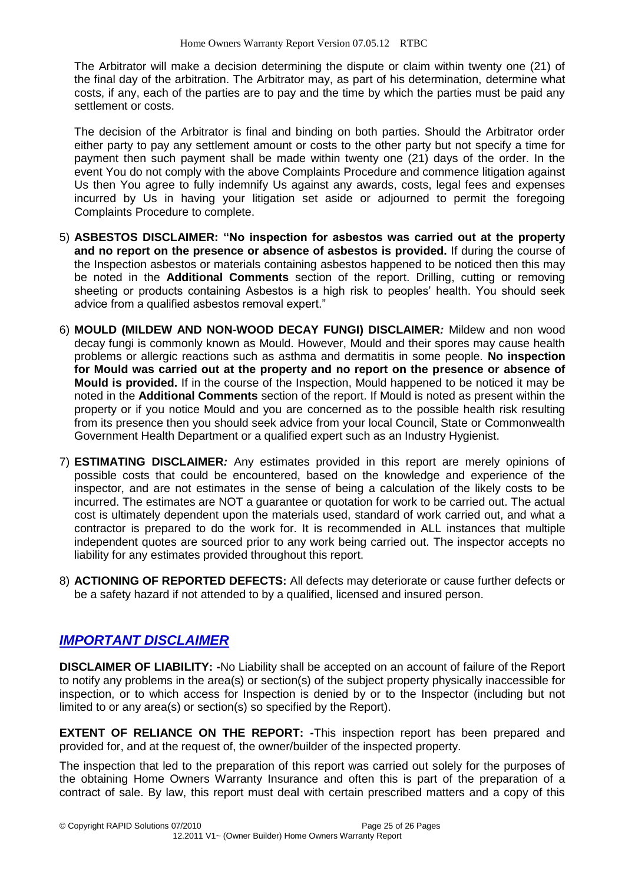The Arbitrator will make a decision determining the dispute or claim within twenty one (21) of the final day of the arbitration. The Arbitrator may, as part of his determination, determine what costs, if any, each of the parties are to pay and the time by which the parties must be paid any settlement or costs.

The decision of the Arbitrator is final and binding on both parties. Should the Arbitrator order either party to pay any settlement amount or costs to the other party but not specify a time for payment then such payment shall be made within twenty one (21) days of the order. In the event You do not comply with the above Complaints Procedure and commence litigation against Us then You agree to fully indemnify Us against any awards, costs, legal fees and expenses incurred by Us in having your litigation set aside or adjourned to permit the foregoing Complaints Procedure to complete.

5) **ASBESTOS DISCLAIMER: "No inspection for asbestos was carried out at the property and no report on the presence or absence of asbestos is provided.** If during the course of the Inspection asbestos or materials containing asbestos happened to be noticed then this may be noted in the **Additional Comments** section of the report. Drilling, cutting or removing sheeting or products containing Asbestos is a high risk to peoples' health. You should seek advice from a qualified asbestos removal expert."

6) **MOULD (MILDEW AND NON-WOOD DECAY FUNGI) DISCLAIMER*:*** Mildew and non wood decay fungi is commonly known as Mould. However, Mould and their spores may cause health problems or allergic reactions such as asthma and dermatitis in some people. **No inspection for Mould was carried out at the property and no report on the presence or absence of Mould is provided.** If in the course of the Inspection, Mould happened to be noticed it may be noted in the **Additional Comments** section of the report. If Mould is noted as present within the property or if you notice Mould and you are concerned as to the possible health risk resulting from its presence then you should seek advice from your local Council, State or Commonwealth Government Health Department or a qualified expert such as an Industry Hygienist.

7) **ESTIMATING DISCLAIMER*:*** Any estimates provided in this report are merely opinions of possible costs that could be encountered, based on the knowledge and experience of the inspector, and are not estimates in the sense of being a calculation of the likely costs to be incurred. The estimates are NOT a guarantee or quotation for work to be carried out. The actual cost is ultimately dependent upon the materials used, standard of work carried out, and what a contractor is prepared to do the work for. It is recommended in ALL instances that multiple independent quotes are sourced prior to any work being carried out. The inspector accepts no liability for any estimates provided throughout this report.

8) **ACTIONING OF REPORTED DEFECTS:** All defects may deteriorate or cause further defects or be a safety hazard if not attended to by a qualified, licensed and insured person.

## *IMPORTANT DISCLAIMER*

**DISCLAIMER OF LIABILITY: -**No Liability shall be accepted on an account of failure of the Report to notify any problems in the area(s) or section(s) of the subject property physically inaccessible for inspection, or to which access for Inspection is denied by or to the Inspector (including but not limited to or any area(s) or section(s) so specified by the Report).

**EXTENT OF RELIANCE ON THE REPORT: -**This inspection report has been prepared and provided for, and at the request of, the owner/builder of the inspected property.

The inspection that led to the preparation of this report was carried out solely for the purposes of the obtaining Home Owners Warranty Insurance and often this is part of the preparation of a contract of sale. By law, this report must deal with certain prescribed matters and a copy of this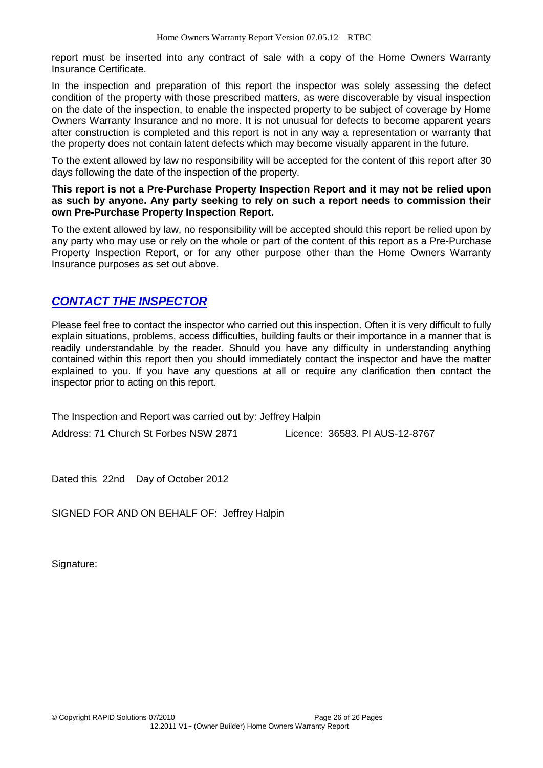report must be inserted into any contract of sale with a copy of the Home Owners Warranty Insurance Certificate.

In the inspection and preparation of this report the inspector was solely assessing the defect condition of the property with those prescribed matters, as were discoverable by visual inspection on the date of the inspection, to enable the inspected property to be subject of coverage by Home Owners Warranty Insurance and no more. It is not unusual for defects to become apparent years after construction is completed and this report is not in any way a representation or warranty that the property does not contain latent defects which may become visually apparent in the future.

To the extent allowed by law no responsibility will be accepted for the content of this report after 30 days following the date of the inspection of the property.

**This report is not a Pre-Purchase Property Inspection Report and it may not be relied upon as such by anyone. Any party seeking to rely on such a report needs to commission their own Pre-Purchase Property Inspection Report.**

To the extent allowed by law, no responsibility will be accepted should this report be relied upon by any party who may use or rely on the whole or part of the content of this report as a Pre-Purchase Property Inspection Report, or for any other purpose other than the Home Owners Warranty Insurance purposes as set out above.

## ***CONTACT THE INSPECTOR***

Please feel free to contact the inspector who carried out this inspection. Often it is very difficult to fully explain situations, problems, access difficulties, building faults or their importance in a manner that is readily understandable by the reader. Should you have any difficulty in understanding anything contained within this report then you should immediately contact the inspector and have the matter explained to you. If you have any questions at all or require any clarification then contact the inspector prior to acting on this report.

The Inspection and Report was carried out by: Jeffrey Halpin

Address: 71 Church St Forbes NSW 2871 Licence: 36583. PI AUS-12-8767

Dated this 22nd Day of October 2012

SIGNED FOR AND ON BEHALF OF: Jeffrey Halpin

Signature: